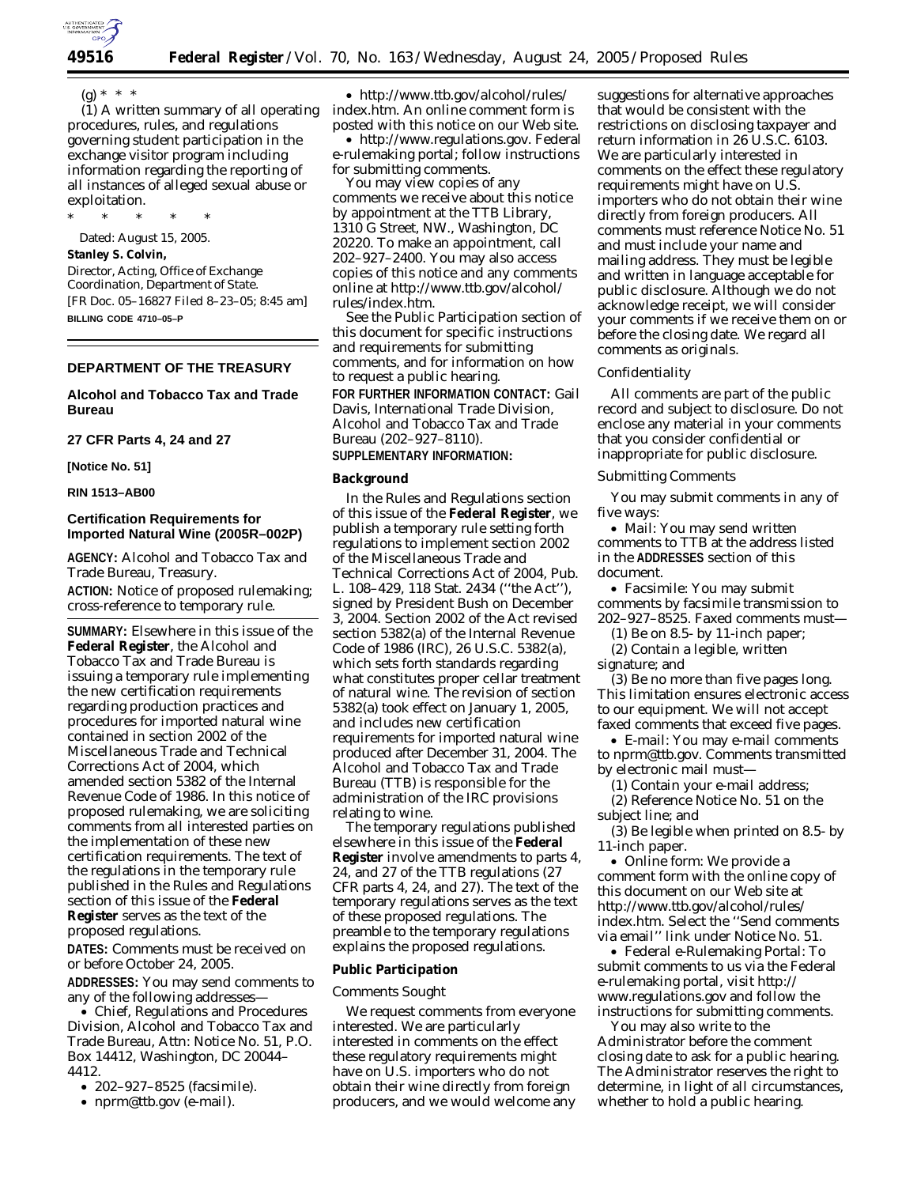(g) * * *

(1) A written summary of all operating procedures, rules, and regulations governing student participation in the exchange visitor program including information regarding the reporting of all instances of alleged sexual abuse or exploitation.

\* \* \* \* \*

Dated: August 15, 2005.

**Stanley S. Colvin,**

*Director, Acting, Office of Exchange Coordination, Department of State.*

[FR Doc. 05–16827 Filed 8–23–05; 8:45 am]

**BILLING CODE 4710–05–P**

---

## DEPARTMENT OF THE TREASURY

## Alcohol and Tobacco Tax and Trade Bureau

### 27 CFR Parts 4, 24 and 27

**[Notice No. 51]**

**RIN 1513–AB00**

### Certification Requirements for Imported Natural Wine (2005R–002P)

**AGENCY:** Alcohol and Tobacco Tax and Trade Bureau, Treasury.

**ACTION:** Notice of proposed rulemaking; cross-reference to temporary rule.

**SUMMARY:** Elsewhere in this issue of the **Federal Register**, the Alcohol and Tobacco Tax and Trade Bureau is issuing a temporary rule implementing the new certification requirements regarding production practices and procedures for imported natural wine contained in section 2002 of the Miscellaneous Trade and Technical Corrections Act of 2004, which amended section 5382 of the Internal Revenue Code of 1986. In this notice of proposed rulemaking, we are soliciting comments from all interested parties on the implementation of these new certification requirements. The text of the regulations in the temporary rule published in the Rules and Regulations section of this issue of the **Federal Register** serves as the text of the proposed regulations.

**DATES:** Comments must be received on or before October 24, 2005.

**ADDRESSES:** You may send comments to any of the following addresses—

- Chief, Regulations and Procedures Division, Alcohol and Tobacco Tax and Trade Bureau, Attn: Notice No. 51, P.O. Box 14412, Washington, DC 20044–4412.
- 202–927–8525 (facsimile).
- nprm@ttb.gov (e-mail).
- http://www.ttb.gov/alcohol/rules/index.htm. An online comment form is posted with this notice on our Web site.
- http://www.regulations.gov. Federal e-rulemaking portal; follow instructions for submitting comments.

You may view copies of any comments we receive about this notice by appointment at the TTB Library, 1310 G Street, NW., Washington, DC 20220. To make an appointment, call 202–927–2400. You may also access copies of this notice and any comments online at http://www.ttb.gov/alcohol/rules/index.htm.

See the Public Participation section of this document for specific instructions and requirements for submitting comments, and for information on how to request a public hearing.

**FOR FURTHER INFORMATION CONTACT:** Gail Davis, International Trade Division, Alcohol and Tobacco Tax and Trade Bureau (202–927–8110).

**SUPPLEMENTARY INFORMATION:**

#### Background

In the Rules and Regulations section of this issue of the **Federal Register**, we publish a temporary rule setting forth regulations to implement section 2002 of the Miscellaneous Trade and Technical Corrections Act of 2004, Pub. L. 108–429, 118 Stat. 2434 (''the Act''), signed by President Bush on December 3, 2004. Section 2002 of the Act revised section 5382(a) of the Internal Revenue Code of 1986 (IRC), 26 U.S.C. 5382(a), which sets forth standards regarding what constitutes proper cellar treatment of natural wine. The revision of section 5382(a) took effect on January 1, 2005, and includes new certification requirements for imported natural wine produced after December 31, 2004. The Alcohol and Tobacco Tax and Trade Bureau (TTB) is responsible for the administration of the IRC provisions relating to wine.

The temporary regulations published elsewhere in this issue of the **Federal Register** involve amendments to parts 4, 24, and 27 of the TTB regulations (27 CFR parts 4, 24, and 27). The text of the temporary regulations serves as the text of these proposed regulations. The preamble to the temporary regulations explains the proposed regulations.

#### Public Participation

*Comments Sought*

We request comments from everyone interested. We are particularly interested in comments on the effect these regulatory requirements might have on U.S. importers who do not obtain their wine directly from foreign producers, and we would welcome any suggestions for alternative approaches that would be consistent with the restrictions on disclosing taxpayer and return information in 26 U.S.C. 6103. We are particularly interested in comments on the effect these regulatory requirements might have on U.S. importers who do not obtain their wine directly from foreign producers. All comments must reference Notice No. 51 and must include your name and mailing address. They must be legible and written in language acceptable for public disclosure. Although we do not acknowledge receipt, we will consider your comments if we receive them on or before the closing date. We regard all comments as originals.

*Confidentiality*

All comments are part of the public record and subject to disclosure. Do not enclose any material in your comments that you consider confidential or inappropriate for public disclosure.

*Submitting Comments*

You may submit comments in any of five ways:

- Mail: You may send written comments to TTB at the address listed in the **ADDRESSES** section of this document.
- Facsimile: You may submit comments by facsimile transmission to 202–927–8525. Faxed comments must—

(1) Be on 8.5- by 11-inch paper;

(2) Contain a legible, written signature; and

(3) Be no more than five pages long. This limitation ensures electronic access to our equipment. We will not accept faxed comments that exceed five pages.

- E-mail: You may e-mail comments to nprm@ttb.gov. Comments transmitted by electronic mail must—

(1) Contain your e-mail address;

(2) Reference Notice No. 51 on the subject line; and

(3) Be legible when printed on 8.5- by 11-inch paper.

- Online form: We provide a comment form with the online copy of this document on our Web site at http://www.ttb.gov/alcohol/rules/index.htm. Select the ''Send comments via email'' link under Notice No. 51.
- Federal e-Rulemaking Portal: To submit comments to us via the Federal e-rulemaking portal, visit http://www.regulations.gov and follow the instructions for submitting comments.

You may also write to the Administrator before the comment closing date to ask for a public hearing. The Administrator reserves the right to determine, in light of all circumstances, whether to hold a public hearing.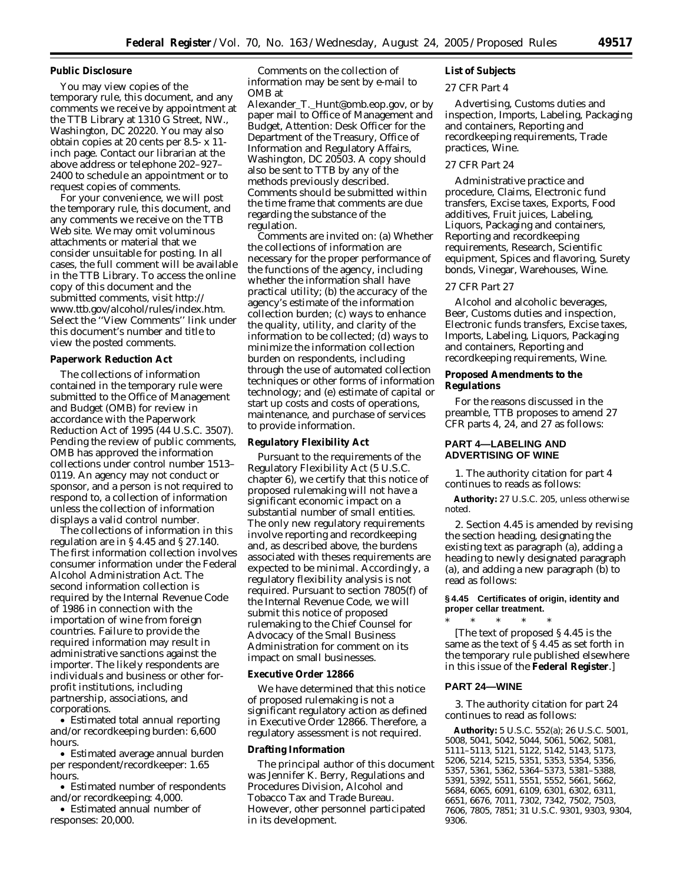**Public Disclosure**

You may view copies of the temporary rule, this document, and any comments we receive by appointment at the TTB Library at 1310 G Street, NW., Washington, DC 20220. You may also obtain copies at 20 cents per 8.5- x 11-inch page. Contact our librarian at the above address or telephone 202–927–2400 to schedule an appointment or to request copies of comments.

For your convenience, we will post the temporary rule, this document, and any comments we receive on the TTB Web site. We may omit voluminous attachments or material that we consider unsuitable for posting. In all cases, the full comment will be available in the TTB Library. To access the online copy of this document and the submitted comments, visit http://www.ttb.gov/alcohol/rules/index.htm. Select the ''View Comments'' link under this document's number and title to view the posted comments.

**Paperwork Reduction Act**

The collections of information contained in the temporary rule were submitted to the Office of Management and Budget (OMB) for review in accordance with the Paperwork Reduction Act of 1995 (44 U.S.C. 3507). Pending the review of public comments, OMB has approved the information collections under control number 1513–0119. An agency may not conduct or sponsor, and a person is not required to respond to, a collection of information unless the collection of information displays a valid control number.

The collections of information in this regulation are in § 4.45 and § 27.140. The first information collection involves consumer information under the Federal Alcohol Administration Act. The second information collection is required by the Internal Revenue Code of 1986 in connection with the importation of wine from foreign countries. Failure to provide the required information may result in administrative sanctions against the importer. The likely respondents are individuals and business or other for-profit institutions, including partnership, associations, and corporations.

- Estimated total annual reporting and/or recordkeeping burden: 6,600 hours.
- Estimated average annual burden per respondent/recordkeeper: 1.65 hours.
- Estimated number of respondents and/or recordkeeping: 4,000.
- Estimated annual number of responses: 20,000.

Comments on the collection of information may be sent by e-mail to OMB at Alexander_T._Hunt@omb.eop.gov, or by paper mail to Office of Management and Budget, Attention: Desk Officer for the Department of the Treasury, Office of Information and Regulatory Affairs, Washington, DC 20503. A copy should also be sent to TTB by any of the methods previously described. Comments should be submitted within the time frame that comments are due regarding the substance of the regulation.

Comments are invited on: (a) Whether the collections of information are necessary for the proper performance of the functions of the agency, including whether the information shall have practical utility; (b) the accuracy of the agency's estimate of the information collection burden; (c) ways to enhance the quality, utility, and clarity of the information to be collected; (d) ways to minimize the information collection burden on respondents, including through the use of automated collection techniques or other forms of information technology; and (e) estimate of capital or start up costs and costs of operations, maintenance, and purchase of services to provide information.

**Regulatory Flexibility Act**

Pursuant to the requirements of the Regulatory Flexibility Act (5 U.S.C. chapter 6), we certify that this notice of proposed rulemaking will not have a significant economic impact on a substantial number of small entities. The only new regulatory requirements involve reporting and recordkeeping and, as described above, the burdens associated with theses requirements are expected to be minimal. Accordingly, a regulatory flexibility analysis is not required. Pursuant to section 7805(f) of the Internal Revenue Code, we will submit this notice of proposed rulemaking to the Chief Counsel for Advocacy of the Small Business Administration for comment on its impact on small businesses.

**Executive Order 12866**

We have determined that this notice of proposed rulemaking is not a significant regulatory action as defined in Executive Order 12866. Therefore, a regulatory assessment is not required.

**Drafting Information**

The principal author of this document was Jennifer K. Berry, Regulations and Procedures Division, Alcohol and Tobacco Tax and Trade Bureau. However, other personnel participated in its development.

**List of Subjects**

*27 CFR Part 4*

Advertising, Customs duties and inspection, Imports, Labeling, Packaging and containers, Reporting and recordkeeping requirements, Trade practices, Wine.

*27 CFR Part 24*

Administrative practice and procedure, Claims, Electronic fund transfers, Excise taxes, Exports, Food additives, Fruit juices, Labeling, Liquors, Packaging and containers, Reporting and recordkeeping requirements, Research, Scientific equipment, Spices and flavoring, Surety bonds, Vinegar, Warehouses, Wine.

*27 CFR Part 27*

Alcohol and alcoholic beverages, Beer, Customs duties and inspection, Electronic funds transfers, Excise taxes, Imports, Labeling, Liquors, Packaging and containers, Reporting and recordkeeping requirements, Wine.

**Proposed Amendments to the Regulations**

For the reasons discussed in the preamble, TTB proposes to amend 27 CFR parts 4, 24, and 27 as follows:

**PART 4—LABELING AND ADVERTISING OF WINE**

1. The authority citation for part 4 continues to reads as follows:

**Authority:** 27 U.S.C. 205, unless otherwise noted.

2. Section 4.45 is amended by revising the section heading, designating the existing text as paragraph (a), adding a heading to newly designated paragraph (a), and adding a new paragraph (b) to read as follows:

**§ 4.45 Certificates of origin, identity and proper cellar treatment.**

\* \* \* \* \*

[The text of proposed § 4.45 is the same as the text of § 4.45 as set forth in the temporary rule published elsewhere in this issue of the **Federal Register**.]

**PART 24—WINE**

3. The authority citation for part 24 continues to read as follows:

**Authority:** 5 U.S.C. 552(a); 26 U.S.C. 5001, 5008, 5041, 5042, 5044, 5061, 5062, 5081, 5111–5113, 5121, 5122, 5142, 5143, 5173, 5206, 5214, 5215, 5351, 5353, 5354, 5356, 5357, 5361, 5362, 5364–5373, 5381–5388, 5391, 5392, 5511, 5551, 5552, 5661, 5662, 5684, 6065, 6091, 6109, 6301, 6302, 6311, 6651, 6676, 7011, 7302, 7342, 7502, 7503, 7606, 7805, 7851; 31 U.S.C. 9301, 9303, 9304, 9306.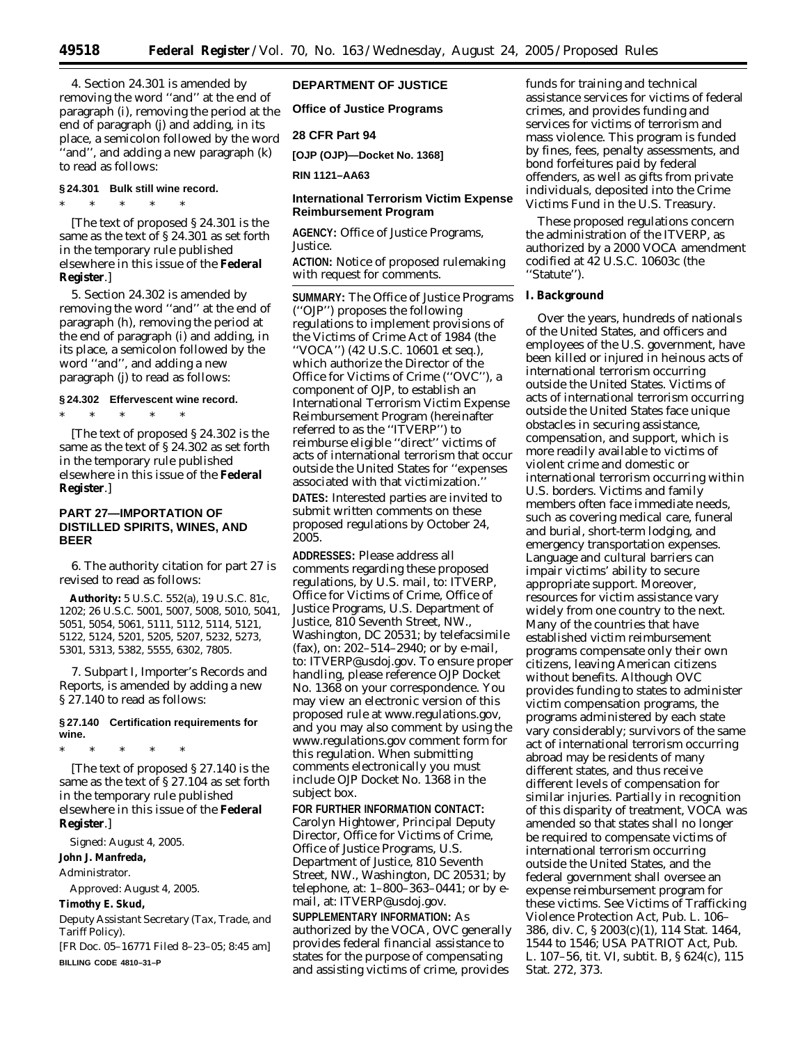4. Section 24.301 is amended by removing the word ''and'' at the end of paragraph (i), removing the period at the end of paragraph (j) and adding, in its place, a semicolon followed by the word ''and'', and adding a new paragraph (k) to read as follows:

**§ 24.301 Bulk still wine record.**

\* \* \* \* \*

[The text of proposed § 24.301 is the same as the text of § 24.301 as set forth in the temporary rule published elsewhere in this issue of the **Federal Register**.]

5. Section 24.302 is amended by removing the word ''and'' at the end of paragraph (h), removing the period at the end of paragraph (i) and adding, in its place, a semicolon followed by the word ''and'', and adding a new paragraph (j) to read as follows:

**§ 24.302 Effervescent wine record.**

\* \* \* \* \*

[The text of proposed § 24.302 is the same as the text of § 24.302 as set forth in the temporary rule published elsewhere in this issue of the **Federal Register**.]

## PART 27—IMPORTATION OF DISTILLED SPIRITS, WINES, AND BEER

6. The authority citation for part 27 is revised to read as follows:

**Authority:** 5 U.S.C. 552(a), 19 U.S.C. 81c, 1202; 26 U.S.C. 5001, 5007, 5008, 5010, 5041, 5051, 5054, 5061, 5111, 5112, 5114, 5121, 5122, 5124, 5201, 5205, 5207, 5232, 5273, 5301, 5313, 5382, 5555, 6302, 7805.

7. Subpart I, Importer's Records and Reports, is amended by adding a new § 27.140 to read as follows:

**§ 27.140 Certification requirements for wine.**

\* \* \* \* \*

[The text of proposed § 27.140 is the same as the text of § 27.104 as set forth in the temporary rule published elsewhere in this issue of the **Federal Register**.]

Signed: August 4, 2005.

**John J. Manfreda,**

*Administrator.*

Approved: August 4, 2005.

**Timothy E. Skud,**

*Deputy Assistant Secretary (Tax, Trade, and Tariff Policy).*

[FR Doc. 05–16771 Filed 8–23–05; 8:45 am]

**BILLING CODE 4810–31–P**

## DEPARTMENT OF JUSTICE

### Office of Justice Programs

### 28 CFR Part 94

**[OJP (OJP)—Docket No. 1368]**

**RIN 1121–AA63**

## International Terrorism Victim Expense Reimbursement Program

**AGENCY:** Office of Justice Programs, Justice.

**ACTION:** Notice of proposed rulemaking with request for comments.

---

**SUMMARY:** The Office of Justice Programs (''OJP'') proposes the following regulations to implement provisions of the Victims of Crime Act of 1984 (the ''VOCA'') (42 U.S.C. 10601 et seq.), which authorize the Director of the Office for Victims of Crime (''OVC''), a component of OJP, to establish an International Terrorism Victim Expense Reimbursement Program (hereinafter referred to as the ''ITVERP'') to reimburse eligible ''direct'' victims of acts of international terrorism that occur outside the United States for ''expenses associated with that victimization.''

**DATES:** Interested parties are invited to submit written comments on these proposed regulations by October 24, 2005.

**ADDRESSES:** Please address all comments regarding these proposed regulations, by U.S. mail, to: ITVERP, Office for Victims of Crime, Office of Justice Programs, U.S. Department of Justice, 810 Seventh Street, NW., Washington, DC 20531; by telefacsimile (fax), on: 202–514–2940; or by e-mail, to: ITVERP@usdoj.gov. To ensure proper handling, please reference OJP Docket No. 1368 on your correspondence. You may view an electronic version of this proposed rule at www.regulations.gov, and you may also comment by using the www.regulations.gov comment form for this regulation. When submitting comments electronically you must include OJP Docket No. 1368 in the subject box.

**FOR FURTHER INFORMATION CONTACT:** Carolyn Hightower, Principal Deputy Director, Office for Victims of Crime, Office of Justice Programs, U.S. Department of Justice, 810 Seventh Street, NW., Washington, DC 20531; by telephone, at: 1–800–363–0441; or by e-mail, at: ITVERP@usdoj.gov.

**SUPPLEMENTARY INFORMATION:** As authorized by the VOCA, OVC generally provides federal financial assistance to states for the purpose of compensating and assisting victims of crime, provides funds for training and technical assistance services for victims of federal crimes, and provides funding and services for victims of terrorism and mass violence. This program is funded by fines, fees, penalty assessments, and bond forfeitures paid by federal offenders, as well as gifts from private individuals, deposited into the Crime Victims Fund in the U.S. Treasury.

These proposed regulations concern the administration of the ITVERP, as authorized by a 2000 VOCA amendment codified at 42 U.S.C. 10603c (the ''Statute'').

### I. Background

Over the years, hundreds of nationals of the United States, and officers and employees of the U.S. government, have been killed or injured in heinous acts of international terrorism occurring outside the United States. Victims of acts of international terrorism occurring outside the United States face unique obstacles in securing assistance, compensation, and support, which is more readily available to victims of violent crime and domestic or international terrorism occurring within U.S. borders. Victims and family members often face immediate needs, such as covering medical care, funeral and burial, short-term lodging, and emergency transportation expenses. Language and cultural barriers can impair victims' ability to secure appropriate support. Moreover, resources for victim assistance vary widely from one country to the next. Many of the countries that have established victim reimbursement programs compensate only their own citizens, leaving American citizens without benefits. Although OVC provides funding to states to administer victim compensation programs, the programs administered by each state vary considerably; survivors of the same act of international terrorism occurring abroad may be residents of many different states, and thus receive different levels of compensation for similar injuries. Partially in recognition of this disparity of treatment, VOCA was amended so that states shall no longer be required to compensate victims of international terrorism occurring outside the United States, and the federal government shall oversee an expense reimbursement program for these victims. See Victims of Trafficking Violence Protection Act, Pub. L. 106–386, div. C, § 2003(c)(1), 114 Stat. 1464, 1544 to 1546; USA PATRIOT Act, Pub. L. 107–56, tit. VI, subtit. B, § 624(c), 115 Stat. 272, 373.